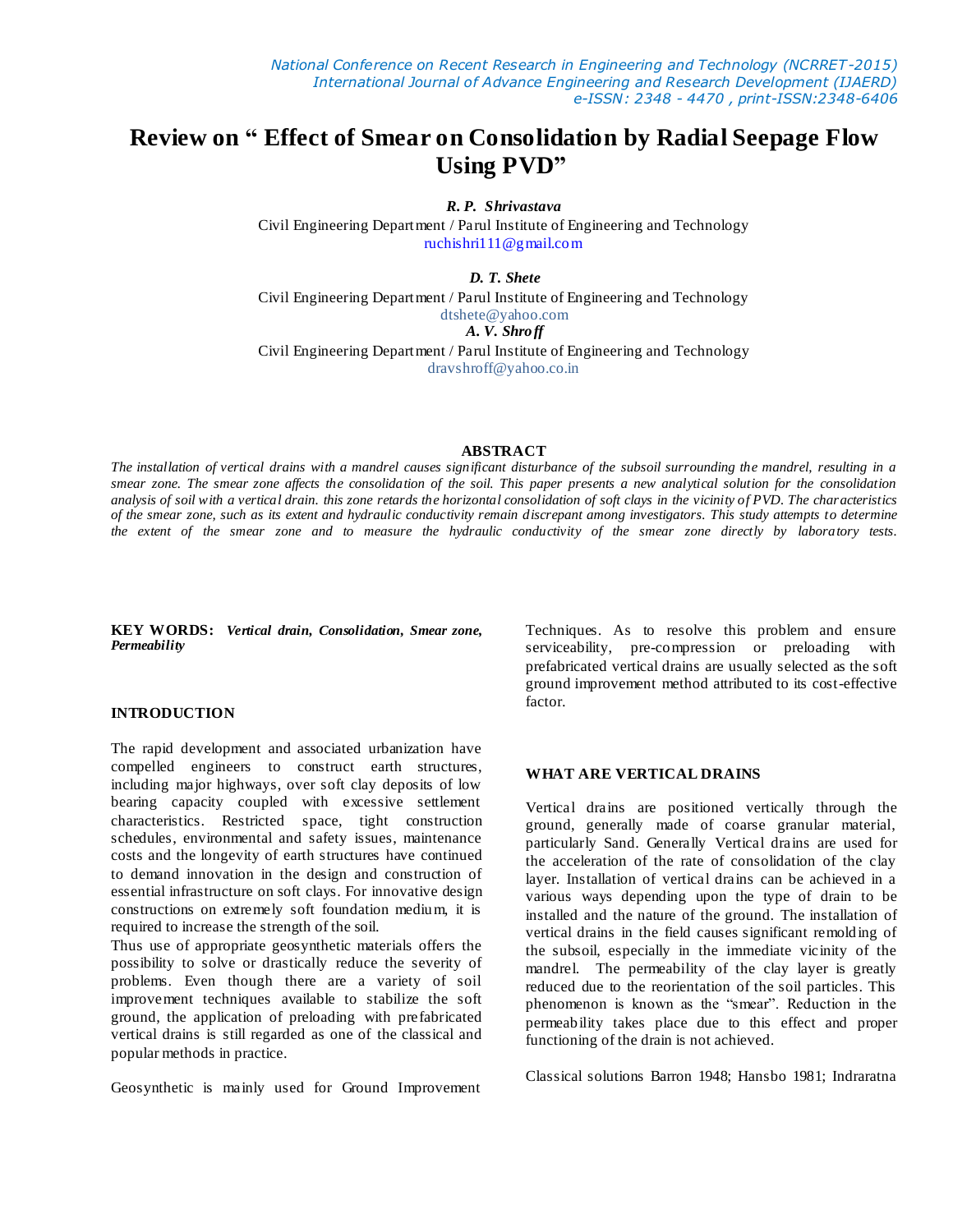# Review on " Effect of Smear on Consolidation by Radial Seepage Flow Using PVD"

***R. P. Shrivastava***
Civil Engineering Department / Parul Institute of Engineering and Technology
ruchishri111@gmail.com

***D. T. Shete***
Civil Engineering Department / Parul Institute of Engineering and Technology
dtshete@yahoo.com

***A. V. Shroff***
Civil Engineering Department / Parul Institute of Engineering and Technology
dravshroff@yahoo.co.in

## ABSTRACT

*The installation of vertical drains with a mandrel causes significant disturbance of the subsoil surrounding the mandrel, resulting in a smear zone. The smear zone affects the consolidation of the soil. This paper presents a new analytical solution for the consolidation analysis of soil with a vertical drain. this zone retards the horizontal consolidation of soft clays in the vicinity of PVD. The characteristics of the smear zone, such as its extent and hydraulic conductivity remain discrepant among investigators. This study attempts to determine the extent of the smear zone and to measure the hydraulic conductivity of the smear zone directly by laboratory tests.*

**KEY WORDS:** ***Vertical drain, Consolidation, Smear zone, Permeability***

## INTRODUCTION

The rapid development and associated urbanization have compelled engineers to construct earth structures, including major highways, over soft clay deposits of low bearing capacity coupled with excessive settlement characteristics. Restricted space, tight construction schedules, environmental and safety issues, maintenance costs and the longevity of earth structures have continued to demand innovation in the design and construction of essential infrastructure on soft clays. For innovative design constructions on extremely soft foundation medium, it is required to increase the strength of the soil.

Thus use of appropriate geosynthetic materials offers the possibility to solve or drastically reduce the severity of problems. Even though there are a variety of soil improvement techniques available to stabilize the soft ground, the application of preloading with prefabricated vertical drains is still regarded as one of the classical and popular methods in practice.

Geosynthetic is mainly used for Ground Improvement Techniques. As to resolve this problem and ensure serviceability, pre-compression or preloading with prefabricated vertical drains are usually selected as the soft ground improvement method attributed to its cost-effective factor.

## WHAT ARE VERTICAL DRAINS

Vertical drains are positioned vertically through the ground, generally made of coarse granular material, particularly Sand. Generally Vertical drains are used for the acceleration of the rate of consolidation of the clay layer. Installation of vertical drains can be achieved in a various ways depending upon the type of drain to be installed and the nature of the ground. The installation of vertical drains in the field causes significant remolding of the subsoil, especially in the immediate vicinity of the mandrel. The permeability of the clay layer is greatly reduced due to the reorientation of the soil particles. This phenomenon is known as the "smear". Reduction in the permeability takes place due to this effect and proper functioning of the drain is not achieved.

Classical solutions Barron 1948; Hansbo 1981; Indraratna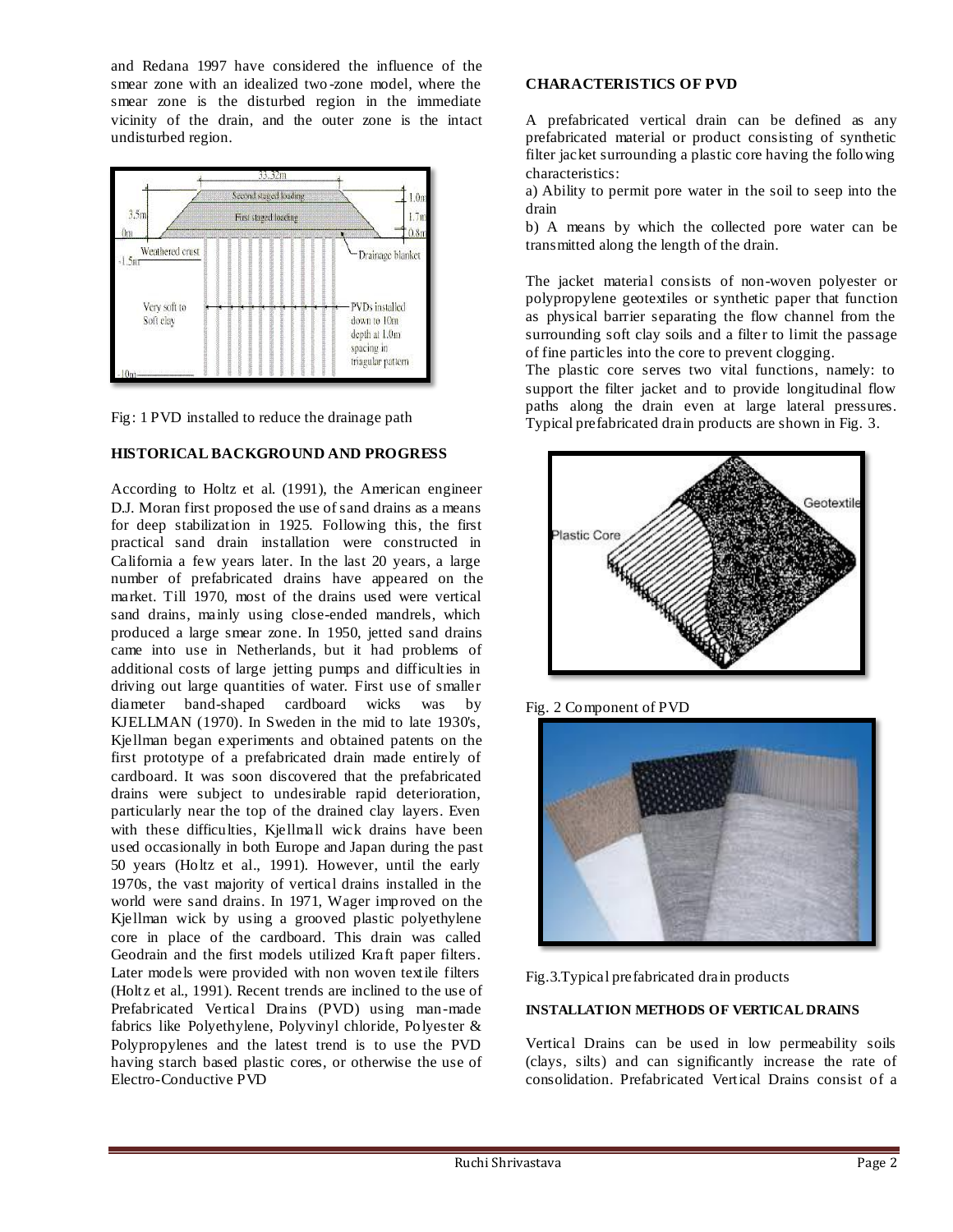and Redana 1997 have considered the influence of the smear zone with an idealized two-zone model, where the smear zone is the disturbed region in the immediate vicinity of the drain, and the outer zone is the intact undisturbed region.

Fig: 1 PVD installed to reduce the drainage path

## HISTORICAL BACKGROUND AND PROGRESS

According to Holtz et al. (1991), the American engineer D.J. Moran first proposed the use of sand drains as a means for deep stabilization in 1925. Following this, the first practical sand drain installation were constructed in California a few years later. In the last 20 years, a large number of prefabricated drains have appeared on the market. Till 1970, most of the drains used were vertical sand drains, mainly using close-ended mandrels, which produced a large smear zone. In 1950, jetted sand drains came into use in Netherlands, but it had problems of additional costs of large jetting pumps and difficulties in driving out large quantities of water. First use of smaller diameter band-shaped cardboard wicks was by KJELLMAN (1970). In Sweden in the mid to late 1930's, Kjellman began experiments and obtained patents on the first prototype of a prefabricated drain made entirely of cardboard. It was soon discovered that the prefabricated drains were subject to undesirable rapid deterioration, particularly near the top of the drained clay layers. Even with these difficulties, Kjellmall wick drains have been used occasionally in both Europe and Japan during the past 50 years (Holtz et al., 1991). However, until the early 1970s, the vast majority of vertical drains installed in the world were sand drains. In 1971, Wager improved on the Kjellman wick by using a grooved plastic polyethylene core in place of the cardboard. This drain was called Geodrain and the first models utilized Kraft paper filters. Later models were provided with non woven textile filters (Holtz et al., 1991). Recent trends are inclined to the use of Prefabricated Vertical Drains (PVD) using man-made fabrics like Polyethylene, Polyvinyl chloride, Polyester & Polypropylenes and the latest trend is to use the PVD having starch based plastic cores, or otherwise the use of Electro-Conductive PVD

## CHARACTERISTICS OF PVD

A prefabricated vertical drain can be defined as any prefabricated material or product consisting of synthetic filter jacket surrounding a plastic core having the following characteristics:

a) Ability to permit pore water in the soil to seep into the drain

b) A means by which the collected pore water can be transmitted along the length of the drain.

The jacket material consists of non-woven polyester or polypropylene geotextiles or synthetic paper that function as physical barrier separating the flow channel from the surrounding soft clay soils and a filter to limit the passage of fine particles into the core to prevent clogging.

The plastic core serves two vital functions, namely: to support the filter jacket and to provide longitudinal flow paths along the drain even at large lateral pressures. Typical prefabricated drain products are shown in Fig. 3.

Fig. 2 Component of PVD

Fig.3.Typical prefabricated drain products

## INSTALLATION METHODS OF VERTICAL DRAINS

Vertical Drains can be used in low permeability soils (clays, silts) and can significantly increase the rate of consolidation. Prefabricated Vertical Drains consist of a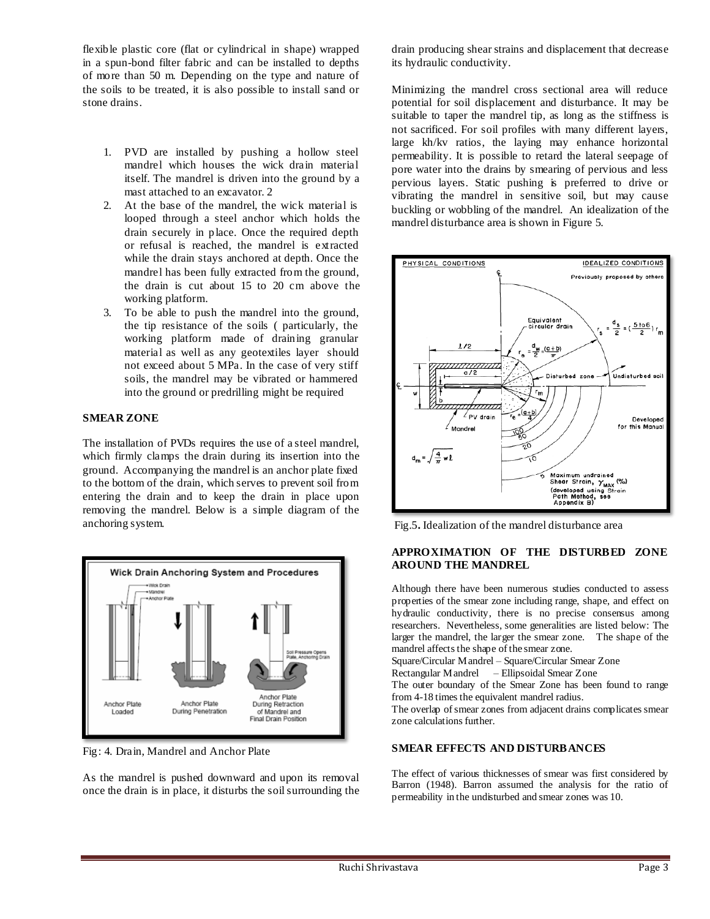flexible plastic core (flat or cylindrical in shape) wrapped in a spun-bond filter fabric and can be installed to depths of more than 50 m. Depending on the type and nature of the soils to be treated, it is also possible to install sand or stone drains.

1. PVD are installed by pushing a hollow steel mandrel which houses the wick drain material itself. The mandrel is driven into the ground by a mast attached to an excavator. 2
2. At the base of the mandrel, the wick material is looped through a steel anchor which holds the drain securely in place. Once the required depth or refusal is reached, the mandrel is extracted while the drain stays anchored at depth. Once the mandrel has been fully extracted from the ground, the drain is cut about 15 to 20 cm above the working platform.
3. To be able to push the mandrel into the ground, the tip resistance of the soils ( particularly, the working platform made of draining granular material as well as any geotextiles layer should not exceed about 5 MPa. In the case of very stiff soils, the mandrel may be vibrated or hammered into the ground or predrilling might be required

## SMEAR ZONE

The installation of PVDs requires the use of a steel mandrel, which firmly clamps the drain during its insertion into the ground. Accompanying the mandrel is an anchor plate fixed to the bottom of the drain, which serves to prevent soil from entering the drain and to keep the drain in place upon removing the mandrel. Below is a simple diagram of the anchoring system.

Fig: 4. Drain, Mandrel and Anchor Plate

As the mandrel is pushed downward and upon its removal once the drain is in place, it disturbs the soil surrounding the drain producing shear strains and displacement that decrease its hydraulic conductivity.

Minimizing the mandrel cross sectional area will reduce potential for soil displacement and disturbance. It may be suitable to taper the mandrel tip, as long as the stiffness is not sacrificed. For soil profiles with many different layers, large kh/kv ratios, the laying may enhance horizontal permeability. It is possible to retard the lateral seepage of pore water into the drains by smearing of pervious and less pervious layers. Static pushing is preferred to drive or vibrating the mandrel in sensitive soil, but may cause buckling or wobbling of the mandrel. An idealization of the mandrel disturbance area is shown in Figure 5.

Fig.5. Idealization of the mandrel disturbance area

## APPROXIMATION OF THE DISTURBED ZONE AROUND THE MANDREL

Although there have been numerous studies conducted to assess properties of the smear zone including range, shape, and effect on hydraulic conductivity, there is no precise consensus among researchers. Nevertheless, some generalities are listed below: The larger the mandrel, the larger the smear zone. The shape of the mandrel affects the shape of the smear zone.

Square/Circular Mandrel – Square/Circular Smear Zone

Rectangular Mandrel – Ellipsoidal Smear Zone

The outer boundary of the Smear Zone has been found to range from 4-18 times the equivalent mandrel radius.

The overlap of smear zones from adjacent drains complicates smear zone calculations further.

## SMEAR EFFECTS AND DISTURBANCES

The effect of various thicknesses of smear was first considered by Barron (1948). Barron assumed the analysis for the ratio of permeability in the undisturbed and smear zones was 10.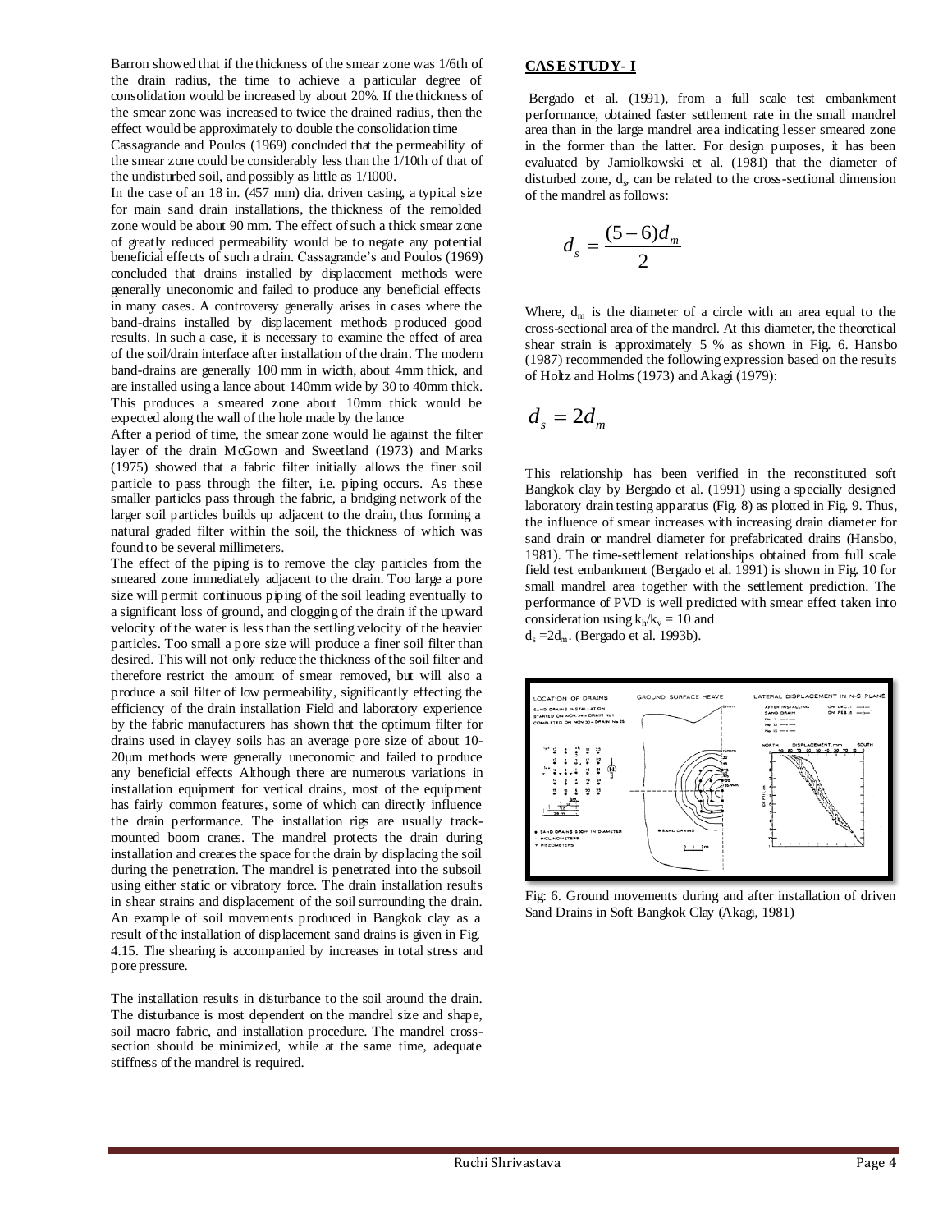Barron showed that if the thickness of the smear zone was 1/6th of the drain radius, the time to achieve a particular degree of consolidation would be increased by about 20%. If the thickness of the smear zone was increased to twice the drained radius, then the effect would be approximately to double the consolidation time

Cassagrande and Poulos (1969) concluded that the permeability of the smear zone could be considerably less than the 1/10th of that of the undisturbed soil, and possibly as little as 1/1000.

In the case of an 18 in. (457 mm) dia. driven casing, a typical size for main sand drain installations, the thickness of the remolded zone would be about 90 mm. The effect of such a thick smear zone of greatly reduced permeability would be to negate any potential beneficial effects of such a drain. Cassagrande's and Poulos (1969) concluded that drains installed by displacement methods were generally uneconomic and failed to produce any beneficial effects in many cases. A controversy generally arises in cases where the band-drains installed by displacement methods produced good results. In such a case, it is necessary to examine the effect of area of the soil/drain interface after installation of the drain. The modern band-drains are generally 100 mm in width, about 4mm thick, and are installed using a lance about 140mm wide by 30 to 40mm thick. This produces a smeared zone about 10mm thick would be expected along the wall of the hole made by the lance

After a period of time, the smear zone would lie against the filter layer of the drain McGown and Sweetland (1973) and Marks (1975) showed that a fabric filter initially allows the finer soil particle to pass through the filter, i.e. piping occurs. As these smaller particles pass through the fabric, a bridging network of the larger soil particles builds up adjacent to the drain, thus forming a natural graded filter within the soil, the thickness of which was found to be several millimeters.

The effect of the piping is to remove the clay particles from the smeared zone immediately adjacent to the drain. Too large a pore size will permit continuous piping of the soil leading eventually to a significant loss of ground, and clogging of the drain if the upward velocity of the water is less than the settling velocity of the heavier particles. Too small a pore size will produce a finer soil filter than desired. This will not only reduce the thickness of the soil filter and therefore restrict the amount of smear removed, but will also a produce a soil filter of low permeability, significantly effecting the efficiency of the drain installation Field and laboratory experience by the fabric manufacturers has shown that the optimum filter for drains used in clayey soils has an average pore size of about 10-20µm methods were generally uneconomic and failed to produce any beneficial effects Although there are numerous variations in installation equipment for vertical drains, most of the equipment has fairly common features, some of which can directly influence the drain performance. The installation rigs are usually track-mounted boom cranes. The mandrel protects the drain during installation and creates the space for the drain by displacing the soil during the penetration. The mandrel is penetrated into the subsoil using either static or vibratory force. The drain installation results in shear strains and displacement of the soil surrounding the drain. An example of soil movements produced in Bangkok clay as a result of the installation of displacement sand drains is given in Fig. 4.15. The shearing is accompanied by increases in total stress and pore pressure.

The installation results in disturbance to the soil around the drain. The disturbance is most dependent on the mandrel size and shape, soil macro fabric, and installation procedure. The mandrel cross-section should be minimized, while at the same time, adequate stiffness of the mandrel is required.

## CASE STUDY- I

Bergado et al. (1991), from a full scale test embankment performance, obtained faster settlement rate in the small mandrel area than in the large mandrel area indicating lesser smeared zone in the former than the latter. For design purposes, it has been evaluated by Jamiolkowski et al. (1981) that the diameter of disturbed zone, $d_s$, can be related to the cross-sectional dimension of the mandrel as follows:

$$d_s = \frac{(5-6)d_m}{2}$$

Where, $d_m$ is the diameter of a circle with an area equal to the cross-sectional area of the mandrel. At this diameter, the theoretical shear strain is approximately 5 % as shown in Fig. 6. Hansbo (1987) recommended the following expression based on the results of Holtz and Holms (1973) and Akagi (1979):

$$d_s = 2d_m$$

This relationship has been verified in the reconstituted soft Bangkok clay by Bergado et al. (1991) using a specially designed laboratory drain testing apparatus (Fig. 8) as plotted in Fig. 9. Thus, the influence of smear increases with increasing drain diameter for sand drain or mandrel diameter for prefabricated drains (Hansbo, 1981). The time-settlement relationships obtained from full scale field test embankment (Bergado et al. 1991) is shown in Fig. 10 for small mandrel area together with the settlement prediction. The performance of PVD is well predicted with smear effect taken into consideration using $k_h/k_v = 10$ and $d_s = 2d_m$. (Bergado et al. 1993b).

Fig: 6. Ground movements during and after installation of driven Sand Drains in Soft Bangkok Clay (Akagi, 1981)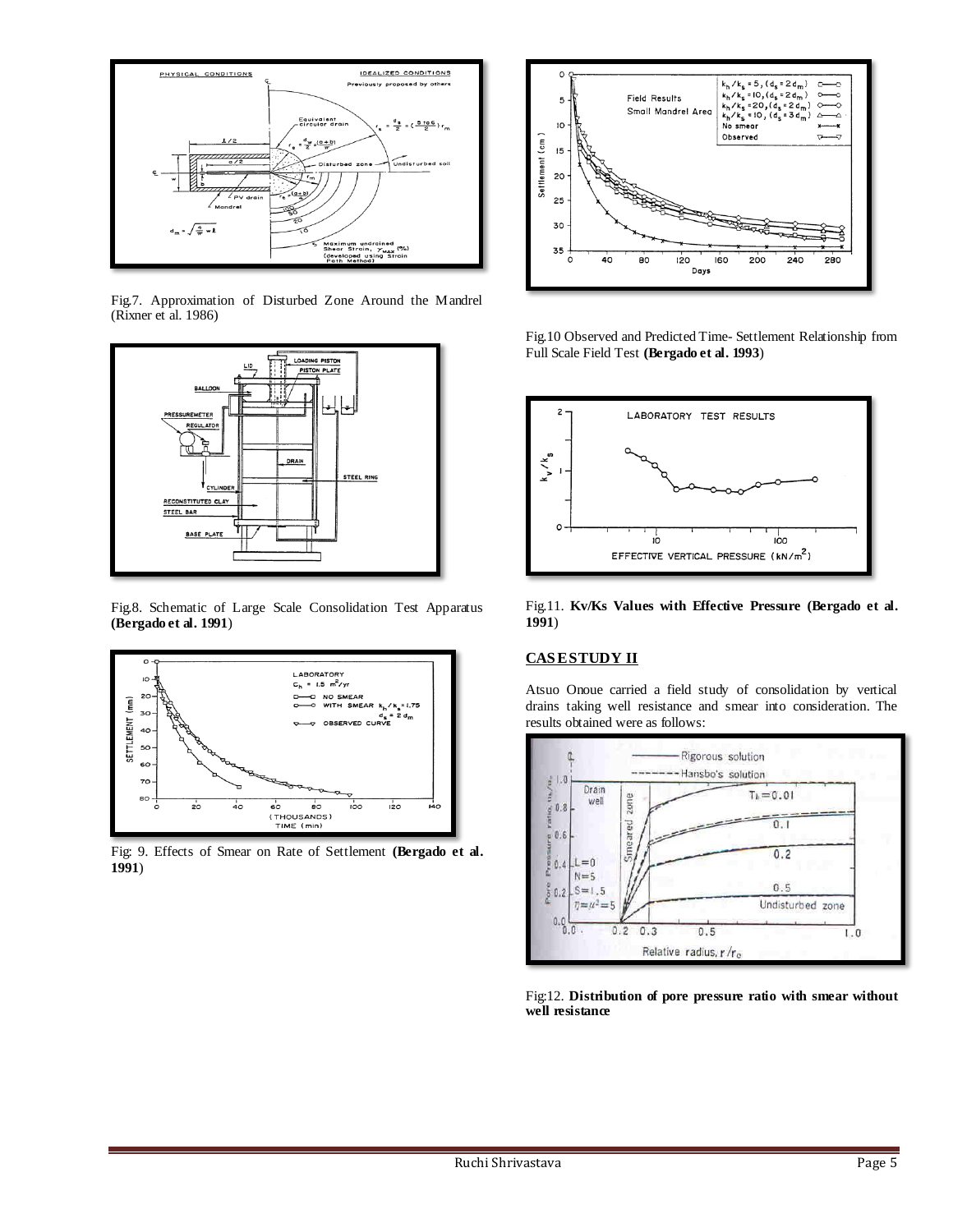Fig.7. Approximation of Disturbed Zone Around the Mandrel (Rixner et al. 1986)

Fig.8. Schematic of Large Scale Consolidation Test Apparatus **(Bergado et al. 1991)**

Fig: 9. Effects of Smear on Rate of Settlement **(Bergado et al. 1991)**

Fig.10 Observed and Predicted Time- Settlement Relationship from Full Scale Field Test **(Bergado et al. 1993)**

Fig.11. **Kv/Ks Values with Effective Pressure (Bergado et al. 1991)**

## CASE STUDY II

Atsuo Onoue carried a field study of consolidation by vertical drains taking well resistance and smear into consideration. The results obtained were as follows:

Fig:12. **Distribution of pore pressure ratio with smear without well resistance**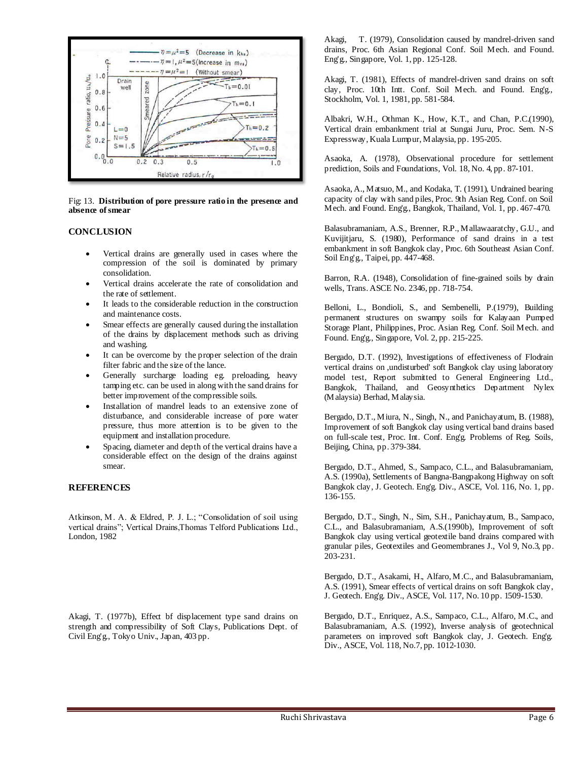Fig: 13. **Distribution of pore pressure ratio in the presence and absence of smear**

## CONCLUSION

- Vertical drains are generally used in cases where the compression of the soil is dominated by primary consolidation.
- Vertical drains accelerate the rate of consolidation and the rate of settlement.
- It leads to the considerable reduction in the construction and maintenance costs.
- Smear effects are generally caused during the installation of the drains by displacement methods such as driving and washing.
- It can be overcome by the proper selection of the drain filter fabric and the size of the lance.
- Generally surcharge loading eg. preloading, heavy tamping etc. can be used in along with the sand drains for better improvement of the compressible soils.
- Installation of mandrel leads to an extensive zone of disturbance, and considerable increase of pore water pressure, thus more attention is to be given to the equipment and installation procedure.
- Spacing, diameter and depth of the vertical drains have a considerable effect on the design of the drains against smear.

## REFERENCES

Atkinson, M. A. & Eldred, P. J. L.; "Consolidation of soil using vertical drains"; Vertical Drains,Thomas Telford Publications Ltd., London, 1982

Akagi, T. (1977b), Effect bf displacement type sand drains on strength and compressibility of Soft Clays, Publications Dept. of Civil Eng'g., Tokyo Univ., Japan, 403 pp.

Akagi, T. (1979), Consolidation caused by mandrel-driven sand drains, Proc. 6th Asian Regional Conf. Soil Mech. and Found. Eng'g., Singapore, Vol. 1, pp. 125-128.

Akagi, T. (1981), Effects of mandrel-driven sand drains on soft clay, Proc. 10th Intt. Conf. Soil Mech. and Found. Eng'g., Stockholm, Vol. 1, 1981, pp. 581-584.

Albakri, W.H., Othman K., How, K.T., and Chan, P.C.(1990), Vertical drain embankment trial at Sungai Juru, Proc. Sem. N-S Expressway, Kuala Lumpur, Malaysia, pp. 195-205.

Asaoka, A. (1978), Observational procedure for settlement prediction, Soils and Foundations, Vol. 18, No. 4, pp. 87-101.

Asaoka, A., Matsuo, M., and Kodaka, T. (1991), Undrained bearing capacity of clay with sand piles, Proc. 9th Asian Reg. Conf. on Soil Mech. and Found. Eng'g., Bangkok, Thailand, Vol. 1, pp. 467-470.

Balasubramaniam, A.S., Brenner, R.P., Mallawaaratchy, G.U., and Kuvijitjaru, S. (1980), Performance of sand drains in a test embankment in soft Bangkok clay, Proc. 6th Southeast Asian Conf. Soil Eng'g., Taipei, pp. 447-468.

Barron, R.A. (1948), Consolidation of fine-grained soils by drain wells, Trans. ASCE No. 2346, pp. 718-754.

Belloni, L., Bondioli, S., and Sembenelli, P.(1979), Building permanent structures on swampy soils for Kalayaan Pumped Storage Plant, Philippines, Proc. Asian Reg. Conf. Soil Mech. and Found. Eng'g., Singapore, Vol. 2, pp. 215-225.

Bergado, D.T. (1992), Investigations of effectiveness of Flodrain vertical drains on ,undisturbed' soft Bangkok clay using laboratory model test, Report submitted to General Engineering Ltd., Bangkok, Thailand, and Geosynthetics Department Nylex (Malaysia) Berhad, Malaysia.

Bergado, D.T., Miura, N., Singh, N., and Panichayatum, B. (1988), Improvement of soft Bangkok clay using vertical band drains based on full-scale test, Proc. Int. Conf. Eng'g. Problems of Reg. Soils, Beijing, China, pp. 379-384.

Bergado, D.T., Ahmed, S., Sampaco, C.L., and Balasubramaniam, A.S. (1990a), Settlements of Bangna-Bangpakong Highway on soft Bangkok clay, J. Geotech. Eng'g. Div., ASCE, Vol. 116, No. 1, pp. 136-155.

Bergado, D.T., Singh, N., Sim, S.H., Panichayatum, B., Sampaco, C.L., and Balasubramaniam, A.S.(1990b), Improvement of soft Bangkok clay using vertical geotextile band drains compared with granular piles, Geotextiles and Geomembranes J., Vol 9, No.3, pp. 203-231.

Bergado, D.T., Asakami, H., Alfaro, M.C., and Balasubramaniam, A.S. (1991), Smear effects of vertical drains on soft Bangkok clay, J. Geotech. Eng'g. Div., ASCE, Vol. 117, No. 10 pp. 1509-1530.

Bergado, D.T., Enriquez, A.S., Sampaco, C.L., Alfaro, M.C., and Balasubramaniam, A.S. (1992), Inverse analysis of geotechnical parameters on improved soft Bangkok clay, J. Geotech. Eng'g. Div., ASCE, Vol. 118, No.7, pp. 1012-1030.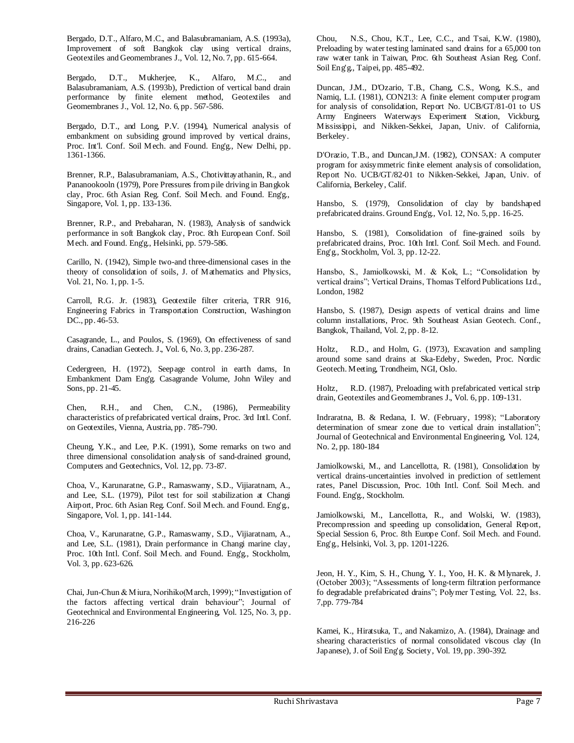Bergado, D.T., Alfaro, M.C., and Balasubramaniam, A.S. (1993a), Improvement of soft Bangkok clay using vertical drains, Geotextiles and Geomembranes J., Vol. 12, No. 7, pp. 615-664.

Bergado, D.T., Mukherjee, K., Alfaro, M.C., and Balasubramaniam, A.S. (1993b), Prediction of vertical band drain performance by finite element method, Geotextiles and Geomembranes J., Vol. 12, No. 6, pp. 567-586.

Bergado, D.T., and Long, P.V. (1994), Numerical analysis of embankment on subsiding ground improved by vertical drains, Proc. Int'l. Conf. Soil Mech. and Found. Eng'g., New Delhi, pp. 1361-1366.

Brenner, R.P., Balasubramaniam, A.S., Chotivittayathanin, R., and Panannookooln (1979), Pore Pressures from pile driving in Bangkok clay, Proc. 6th Asian Reg. Conf. Soil Mech. and Found. Eng'g., Singapore, Vol. 1, pp. 133-136.

Brenner, R.P., and Prebaharan, N. (1983), Analysis of sandwick performance in soft Bangkok clay, Proc. 8th European Conf. Soil Mech. and Found. Eng'g., Helsinki, pp. 579-586.

Carillo, N. (1942), Simple two-and three-dimensional cases in the theory of consolidation of soils, J. of Mathematics and Physics, Vol. 21, No. 1, pp. 1-5.

Carroll, R.G. Jr. (1983), Geotextile filter criteria, TRR 916, Engineering Fabrics in Transportation Construction, Washington DC., pp. 46-53.

Casagrande, L., and Poulos, S. (1969), On effectiveness of sand drains, Canadian Geotech. J., Vol. 6, No. 3, pp. 236-287.

Cedergreen, H. (1972), Seepage control in earth dams, In Embankment Dam Eng'g. Casagrande Volume, John Wiley and Sons, pp. 21-45.

Chen, R.H., and Chen, C.N., (1986), Permeability characteristics of prefabricated vertical drains, Proc. 3rd Intl. Conf. on Geotextiles, Vienna, Austria, pp. 785-790.

Cheung, Y.K., and Lee, P.K. (1991), Some remarks on two and three dimensional consolidation analysis of sand-drained ground, Computers and Geotechnics, Vol. 12, pp. 73-87.

Choa, V., Karunaratne, G.P., Ramaswamy, S.D., Vijiaratnam, A., and Lee, S.L. (1979), Pilot test for soil stabilization at Changi Airport, Proc. 6th Asian Reg. Conf. Soil Mech. and Found. Eng'g., Singapore, Vol. 1, pp. 141-144.

Choa, V., Karunaratne, G.P., Ramaswamy, S.D., Vijiaratnam, A., and Lee, S.L. (1981), Drain performance in Changi marine clay, Proc. 10th Intl. Conf. Soil Mech. and Found. Eng'g., Stockholm, Vol. 3, pp. 623-626.

Chai, Jun-Chun & Miura, Norihiko(March, 1999); "Investigation of the factors affecting vertical drain behaviour"; Journal of Geotechnical and Environmental Engineering, Vol. 125, No. 3, pp. 216-226

Chou, N.S., Chou, K.T., Lee, C.C., and Tsai, K.W. (1980), Preloading by water testing laminated sand drains for a 65,000 ton raw water tank in Taiwan, Proc. 6th Southeast Asian Reg. Conf. Soil Eng'g., Taipei, pp. 485-492.

Duncan, J.M., D'Ozario, T.B., Chang, C.S., Wong, K.S., and Namiq, L.I. (1981), CON213: A finite element computer program for analysis of consolidation, Report No. UCB/GT/81-01 to US Army Engineers Waterways Experiment Station, Vickburg, Mississippi, and Nikken-Sekkei, Japan, Univ. of California, Berkeley.

D'Orazio, T.B., and Duncan,J.M. (1982), CONSAX: A computer program for axisymmetric finite element analysis of consolidation, Report No. UCB/GT/82-01 to Nikken-Sekkei, Japan, Univ. of California, Berkeley, Calif.

Hansbo, S. (1979), Consolidation of clay by bandshaped prefabricated drains. Ground Eng'g., Vol. 12, No. 5, pp. 16-25.

Hansbo, S. (1981), Consolidation of fine-grained soils by prefabricated drains, Proc. 10th Intl. Conf. Soil Mech. and Found. Eng'g., Stockholm, Vol. 3, pp. 12-22.

Hansbo, S., Jamiolkowski, M. & Kok, L.; "Consolidation by vertical drains"; Vertical Drains, Thomas Telford Publications Ltd., London, 1982

Hansbo, S. (1987), Design aspects of vertical drains and lime column installations, Proc. 9th Southeast Asian Geotech. Conf., Bangkok, Thailand, Vol. 2, pp. 8-12.

Holtz, R.D., and Holm, G. (1973), Excavation and sampling around some sand drains at Ska-Edeby, Sweden, Proc. Nordic Geotech. Meeting, Trondheim, NGI, Oslo.

Holtz, R.D. (1987), Preloading with prefabricated vertical strip drain, Geotextiles and Geomembranes J., Vol. 6, pp. 109-131.

Indraratna, B. & Redana, I. W. (February, 1998); "Laboratory determination of smear zone due to vertical drain installation"; Journal of Geotechnical and Environmental Engineering, Vol. 124, No. 2, pp. 180-184

Jamiolkowski, M., and Lancellotta, R. (1981), Consolidation by vertical drains-uncertainties involved in prediction of settlement rates, Panel Discussion, Proc. 10th Intl. Conf. Soil Mech. and Found. Eng'g., Stockholm.

Jamiolkowski, M., Lancellotta, R., and Wolski, W. (1983), Precompression and speeding up consolidation, General Report, Special Session 6, Proc. 8th Europe Conf. Soil Mech. and Found. Eng'g., Helsinki, Vol. 3, pp. 1201-1226.

Jeon, H. Y., Kim, S. H., Chung, Y. I., Yoo, H. K. & Mlynarek, J. (October 2003); "Assessments of long-term filtration performance fo degradable prefabricated drains"; Polymer Testing, Vol. 22, Iss. 7,pp. 779-784

Kamei, K., Hiratsuka, T., and Nakamizo, A. (1984), Drainage and shearing characteristics of normal consolidated viscous clay (In Japanese), J. of Soil Eng'g. Society, Vol. 19, pp. 390-392.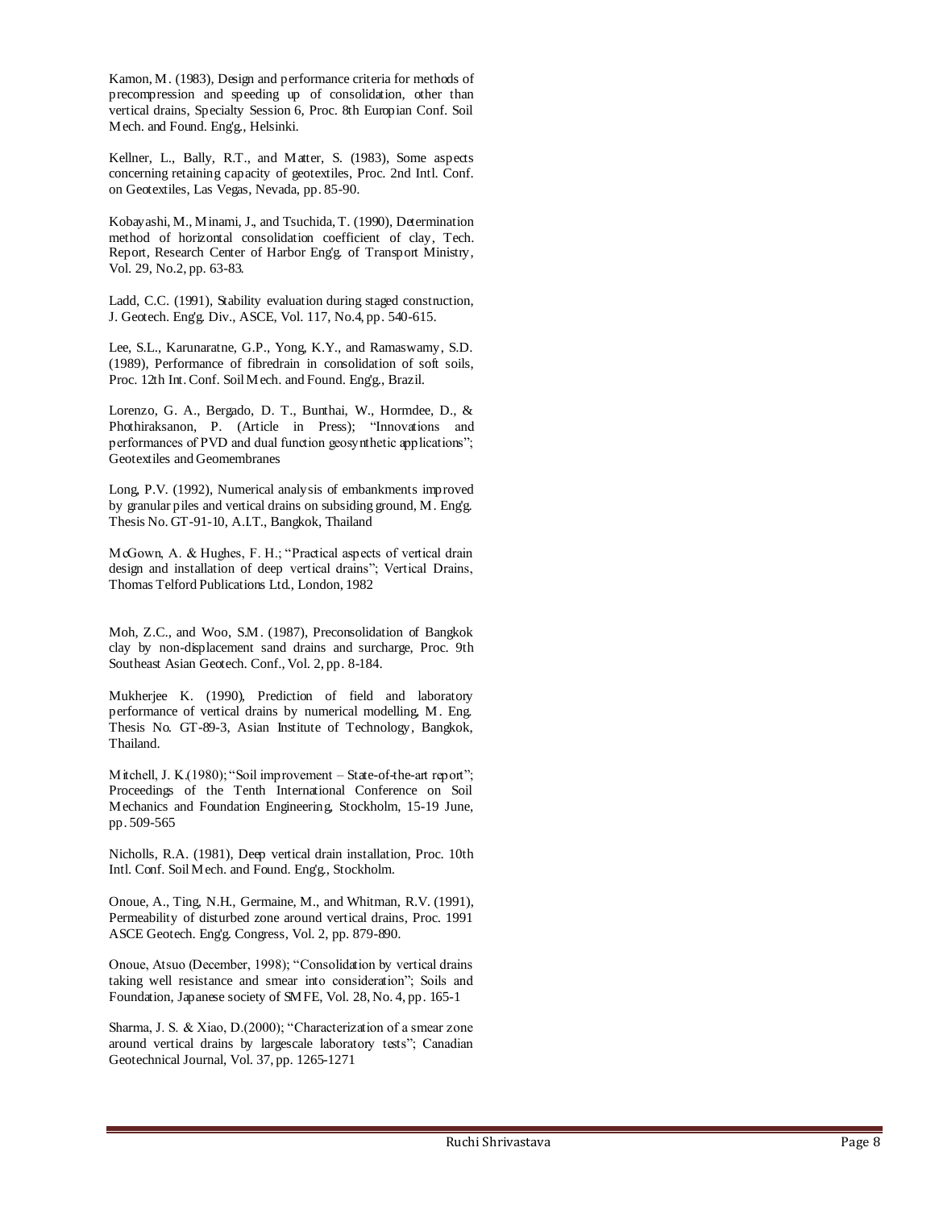Kamon, M. (1983), Design and performance criteria for methods of precompression and speeding up of consolidation, other than vertical drains, Specialty Session 6, Proc. 8th Europian Conf. Soil Mech. and Found. Eng'g., Helsinki.

Kellner, L., Bally, R.T., and Matter, S. (1983), Some aspects concerning retaining capacity of geotextiles, Proc. 2nd Intl. Conf. on Geotextiles, Las Vegas, Nevada, pp. 85-90.

Kobayashi, M., Minami, J., and Tsuchida, T. (1990), Determination method of horizontal consolidation coefficient of clay, Tech. Report, Research Center of Harbor Eng'g. of Transport Ministry, Vol. 29, No.2, pp. 63-83.

Ladd, C.C. (1991), Stability evaluation during staged construction, J. Geotech. Eng'g. Div., ASCE, Vol. 117, No.4, pp. 540-615.

Lee, S.L., Karunaratne, G.P., Yong, K.Y., and Ramaswamy, S.D. (1989), Performance of fibredrain in consolidation of soft soils, Proc. 12th Int. Conf. Soil Mech. and Found. Eng'g., Brazil.

Lorenzo, G. A., Bergado, D. T., Bunthai, W., Hormdee, D., & Phothiraksanon, P. (Article in Press); "Innovations and performances of PVD and dual function geosynthetic applications"; Geotextiles and Geomembranes

Long, P.V. (1992), Numerical analysis of embankments improved by granular piles and vertical drains on subsiding ground, M. Eng'g. Thesis No. GT-91-10, A.I.T., Bangkok, Thailand

McGown, A. & Hughes, F. H.; "Practical aspects of vertical drain design and installation of deep vertical drains"; Vertical Drains, Thomas Telford Publications Ltd., London, 1982

Moh, Z.C., and Woo, S.M. (1987), Preconsolidation of Bangkok clay by non-displacement sand drains and surcharge, Proc. 9th Southeast Asian Geotech. Conf., Vol. 2, pp. 8-184.

Mukherjee K. (1990), Prediction of field and laboratory performance of vertical drains by numerical modelling, M. Eng. Thesis No. GT-89-3, Asian Institute of Technology, Bangkok, Thailand.

Mitchell, J. K.(1980); "Soil improvement – State-of-the-art report"; Proceedings of the Tenth International Conference on Soil Mechanics and Foundation Engineering, Stockholm, 15-19 June, pp. 509-565

Nicholls, R.A. (1981), Deep vertical drain installation, Proc. 10th Intl. Conf. Soil Mech. and Found. Eng'g., Stockholm.

Onoue, A., Ting, N.H., Germaine, M., and Whitman, R.V. (1991), Permeability of disturbed zone around vertical drains, Proc. 1991 ASCE Geotech. Eng'g. Congress, Vol. 2, pp. 879-890.

Onoue, Atsuo (December, 1998); "Consolidation by vertical drains taking well resistance and smear into consideration"; Soils and Foundation, Japanese society of SMFE, Vol. 28, No. 4, pp. 165-1

Sharma, J. S. & Xiao, D.(2000); "Characterization of a smear zone around vertical drains by largescale laboratory tests"; Canadian Geotechnical Journal, Vol. 37, pp. 1265-1271